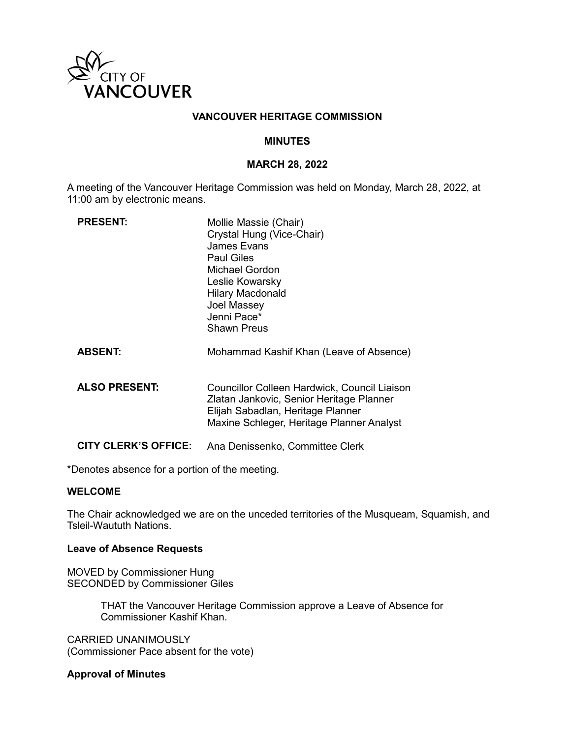CITY OF VANCOUVER

# VANCOUVER HERITAGE COMMISSION

## MINUTES

## MARCH 28, 2022

A meeting of the Vancouver Heritage Commission was held on Monday, March 28, 2022, at 11:00 am by electronic means.

| | |
|---|---|
| **PRESENT:** | Mollie Massie (Chair)<br>Crystal Hung (Vice-Chair)<br>James Evans<br>Paul Giles<br>Michael Gordon<br>Leslie Kowarsky<br>Hilary Macdonald<br>Joel Massey<br>Jenni Pace*<br>Shawn Preus |
| **ABSENT:** | Mohammad Kashif Khan (Leave of Absence) |
| **ALSO PRESENT:** | Councillor Colleen Hardwick, Council Liaison<br>Zlatan Jankovic, Senior Heritage Planner<br>Elijah Sabadlan, Heritage Planner<br>Maxine Schleger, Heritage Planner Analyst |
| **CITY CLERK'S OFFICE:** | Ana Denissenko, Committee Clerk |

*Denotes absence for a portion of the meeting.

**WELCOME**

The Chair acknowledged we are on the unceded territories of the Musqueam, Squamish, and Tsleil-Waututh Nations.

**Leave of Absence Requests**

MOVED by Commissioner Hung
SECONDED by Commissioner Giles

> THAT the Vancouver Heritage Commission approve a Leave of Absence for Commissioner Kashif Khan.

CARRIED UNANIMOUSLY
(Commissioner Pace absent for the vote)

**Approval of Minutes**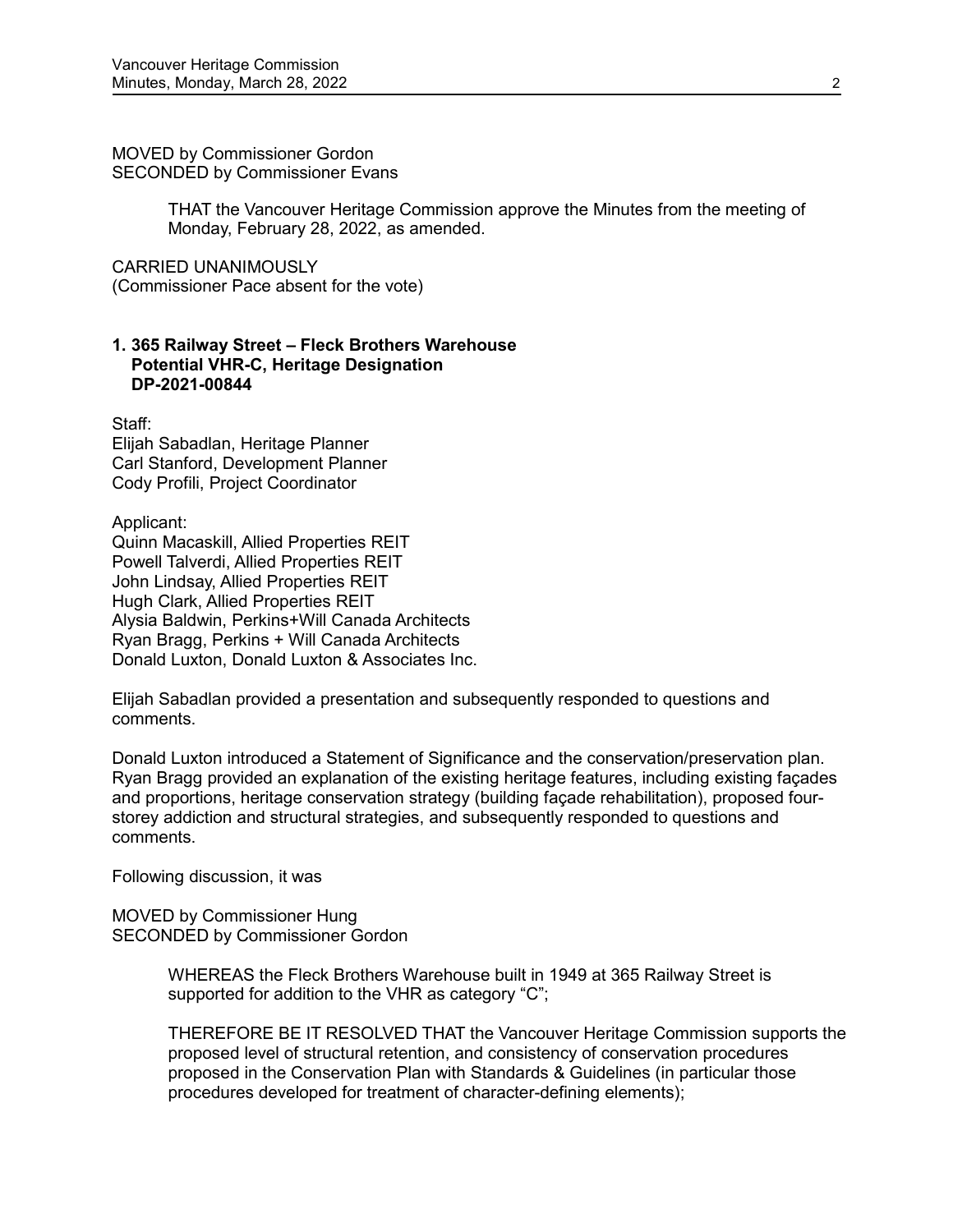MOVED by Commissioner Gordon
SECONDED by Commissioner Evans

> THAT the Vancouver Heritage Commission approve the Minutes from the meeting of Monday, February 28, 2022, as amended.

CARRIED UNANIMOUSLY
(Commissioner Pace absent for the vote)

**1. 365 Railway Street – Fleck Brothers Warehouse**
**Potential VHR-C, Heritage Designation**
**DP-2021-00844**

Staff:
Elijah Sabadlan, Heritage Planner
Carl Stanford, Development Planner
Cody Profili, Project Coordinator

Applicant:
Quinn Macaskill, Allied Properties REIT
Powell Talverdi, Allied Properties REIT
John Lindsay, Allied Properties REIT
Hugh Clark, Allied Properties REIT
Alysia Baldwin, Perkins+Will Canada Architects
Ryan Bragg, Perkins + Will Canada Architects
Donald Luxton, Donald Luxton & Associates Inc.

Elijah Sabadlan provided a presentation and subsequently responded to questions and comments.

Donald Luxton introduced a Statement of Significance and the conservation/preservation plan. Ryan Bragg provided an explanation of the existing heritage features, including existing façades and proportions, heritage conservation strategy (building façade rehabilitation), proposed four-storey addiction and structural strategies, and subsequently responded to questions and comments.

Following discussion, it was

MOVED by Commissioner Hung
SECONDED by Commissioner Gordon

> WHEREAS the Fleck Brothers Warehouse built in 1949 at 365 Railway Street is supported for addition to the VHR as category "C";
>
> THEREFORE BE IT RESOLVED THAT the Vancouver Heritage Commission supports the proposed level of structural retention, and consistency of conservation procedures proposed in the Conservation Plan with Standards & Guidelines (in particular those procedures developed for treatment of character-defining elements);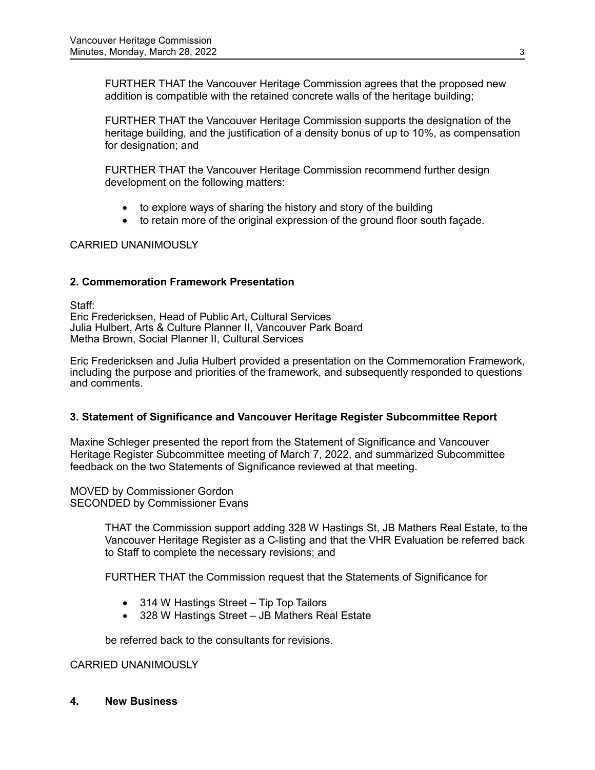FURTHER THAT the Vancouver Heritage Commission agrees that the proposed new addition is compatible with the retained concrete walls of the heritage building;

FURTHER THAT the Vancouver Heritage Commission supports the designation of the heritage building, and the justification of a density bonus of up to 10%, as compensation for designation; and

FURTHER THAT the Vancouver Heritage Commission recommend further design development on the following matters:

- to explore ways of sharing the history and story of the building
- to retain more of the original expression of the ground floor south façade.

CARRIED UNANIMOUSLY

**2. Commemoration Framework Presentation**

Staff:
Eric Fredericksen, Head of Public Art, Cultural Services
Julia Hulbert, Arts & Culture Planner II, Vancouver Park Board
Metha Brown, Social Planner II, Cultural Services

Eric Fredericksen and Julia Hulbert provided a presentation on the Commemoration Framework, including the purpose and priorities of the framework, and subsequently responded to questions and comments.

**3. Statement of Significance and Vancouver Heritage Register Subcommittee Report**

Maxine Schleger presented the report from the Statement of Significance and Vancouver Heritage Register Subcommittee meeting of March 7, 2022, and summarized Subcommittee feedback on the two Statements of Significance reviewed at that meeting.

MOVED by Commissioner Gordon
SECONDED by Commissioner Evans

THAT the Commission support adding 328 W Hastings St, JB Mathers Real Estate, to the Vancouver Heritage Register as a C-listing and that the VHR Evaluation be referred back to Staff to complete the necessary revisions; and

FURTHER THAT the Commission request that the Statements of Significance for

- 314 W Hastings Street – Tip Top Tailors
- 328 W Hastings Street – JB Mathers Real Estate

be referred back to the consultants for revisions.

CARRIED UNANIMOUSLY

**4. New Business**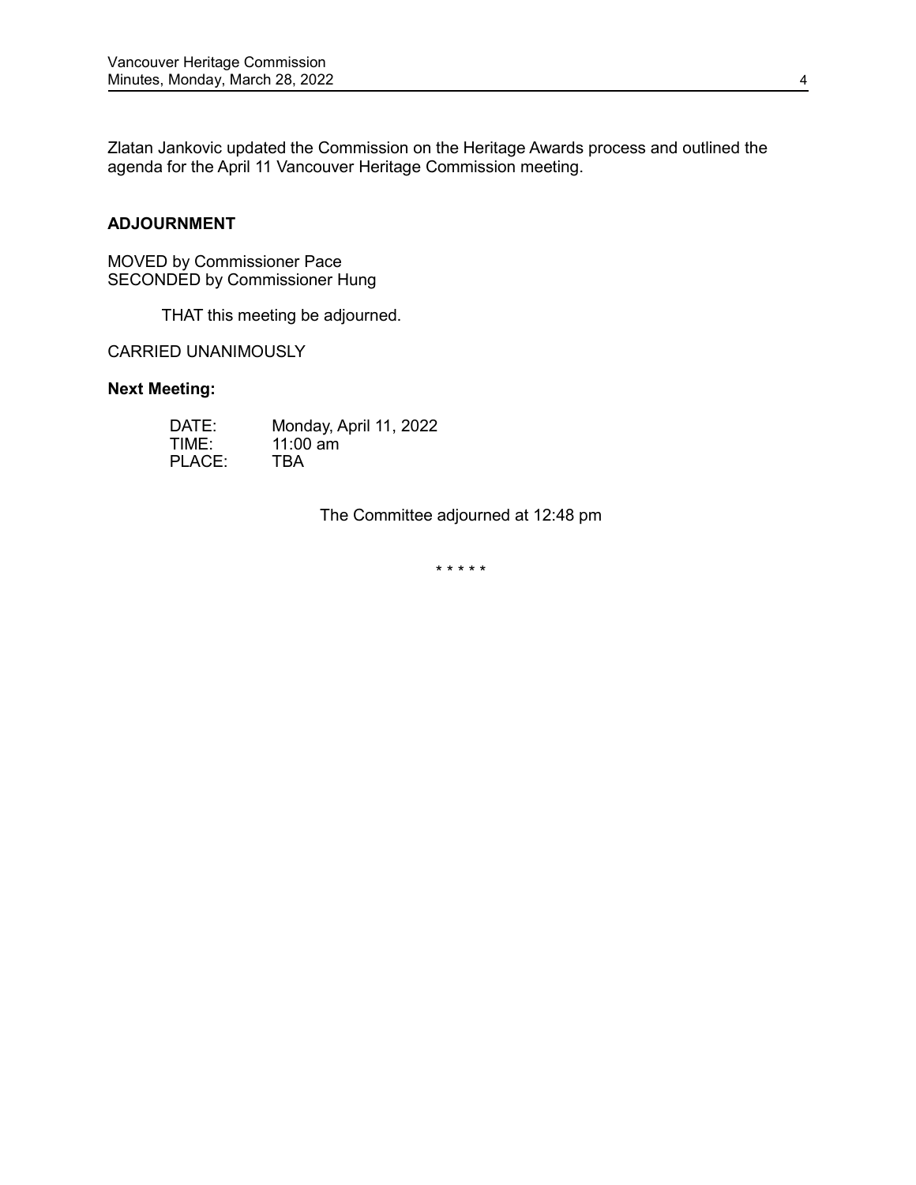Zlatan Jankovic updated the Commission on the Heritage Awards process and outlined the agenda for the April 11 Vancouver Heritage Commission meeting.

## ADJOURNMENT

MOVED by Commissioner Pace
SECONDED by Commissioner Hung

THAT this meeting be adjourned.

CARRIED UNANIMOUSLY

**Next Meeting:**

DATE: Monday, April 11, 2022
TIME: 11:00 am
PLACE: TBA

The Committee adjourned at 12:48 pm

\* \* \* \* \*